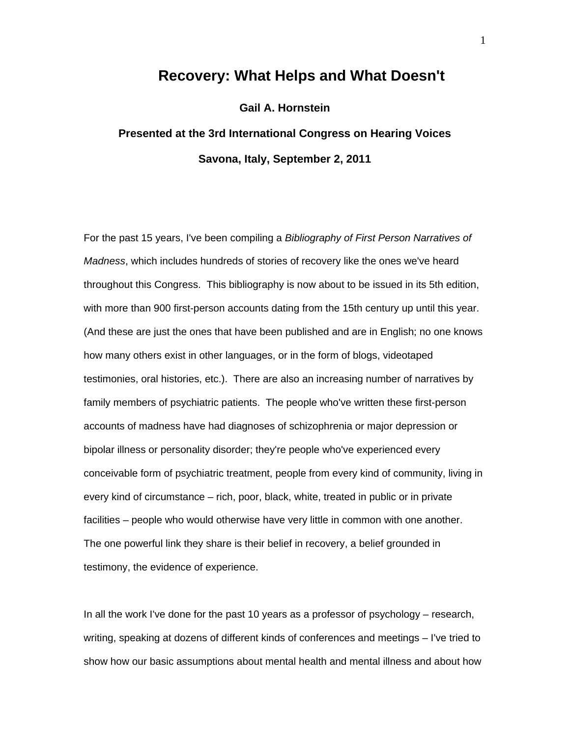# Recovery: What Helps and What Doesn't

**Gail A. Hornstein**

**Presented at the 3rd International Congress on Hearing Voices**

**Savona, Italy, September 2, 2011**

For the past 15 years, I've been compiling a *Bibliography of First Person Narratives of Madness*, which includes hundreds of stories of recovery like the ones we've heard throughout this Congress. This bibliography is now about to be issued in its 5th edition, with more than 900 first-person accounts dating from the 15th century up until this year. (And these are just the ones that have been published and are in English; no one knows how many others exist in other languages, or in the form of blogs, videotaped testimonies, oral histories, etc.). There are also an increasing number of narratives by family members of psychiatric patients. The people who've written these first-person accounts of madness have had diagnoses of schizophrenia or major depression or bipolar illness or personality disorder; they're people who've experienced every conceivable form of psychiatric treatment, people from every kind of community, living in every kind of circumstance – rich, poor, black, white, treated in public or in private facilities – people who would otherwise have very little in common with one another. The one powerful link they share is their belief in recovery, a belief grounded in testimony, the evidence of experience.

In all the work I've done for the past 10 years as a professor of psychology – research, writing, speaking at dozens of different kinds of conferences and meetings – I've tried to show how our basic assumptions about mental health and mental illness and about how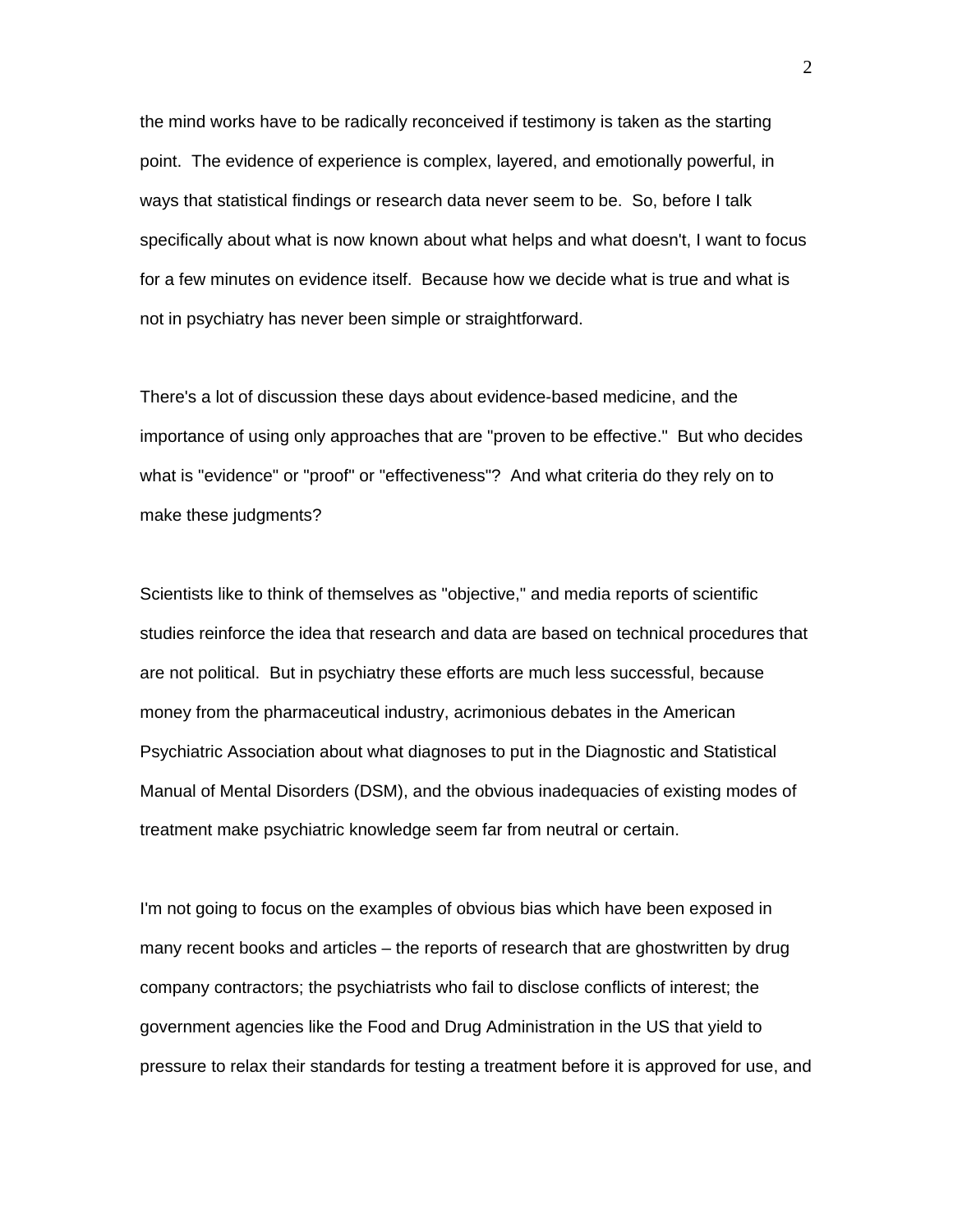the mind works have to be radically reconceived if testimony is taken as the starting point. The evidence of experience is complex, layered, and emotionally powerful, in ways that statistical findings or research data never seem to be. So, before I talk specifically about what is now known about what helps and what doesn't, I want to focus for a few minutes on evidence itself. Because how we decide what is true and what is not in psychiatry has never been simple or straightforward.

There's a lot of discussion these days about evidence-based medicine, and the importance of using only approaches that are "proven to be effective." But who decides what is "evidence" or "proof" or "effectiveness"? And what criteria do they rely on to make these judgments?

Scientists like to think of themselves as "objective," and media reports of scientific studies reinforce the idea that research and data are based on technical procedures that are not political. But in psychiatry these efforts are much less successful, because money from the pharmaceutical industry, acrimonious debates in the American Psychiatric Association about what diagnoses to put in the Diagnostic and Statistical Manual of Mental Disorders (DSM), and the obvious inadequacies of existing modes of treatment make psychiatric knowledge seem far from neutral or certain.

I'm not going to focus on the examples of obvious bias which have been exposed in many recent books and articles – the reports of research that are ghostwritten by drug company contractors; the psychiatrists who fail to disclose conflicts of interest; the government agencies like the Food and Drug Administration in the US that yield to pressure to relax their standards for testing a treatment before it is approved for use, and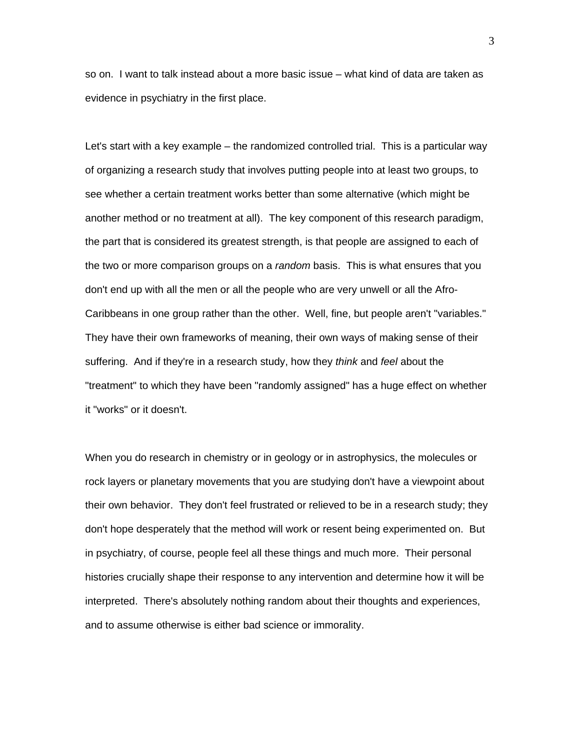so on. I want to talk instead about a more basic issue – what kind of data are taken as evidence in psychiatry in the first place.

Let's start with a key example – the randomized controlled trial. This is a particular way of organizing a research study that involves putting people into at least two groups, to see whether a certain treatment works better than some alternative (which might be another method or no treatment at all). The key component of this research paradigm, the part that is considered its greatest strength, is that people are assigned to each of the two or more comparison groups on a *random* basis. This is what ensures that you don't end up with all the men or all the people who are very unwell or all the Afro-Caribbeans in one group rather than the other. Well, fine, but people aren't "variables." They have their own frameworks of meaning, their own ways of making sense of their suffering. And if they're in a research study, how they *think* and *feel* about the "treatment" to which they have been "randomly assigned" has a huge effect on whether it "works" or it doesn't.

When you do research in chemistry or in geology or in astrophysics, the molecules or rock layers or planetary movements that you are studying don't have a viewpoint about their own behavior. They don't feel frustrated or relieved to be in a research study; they don't hope desperately that the method will work or resent being experimented on. But in psychiatry, of course, people feel all these things and much more. Their personal histories crucially shape their response to any intervention and determine how it will be interpreted. There's absolutely nothing random about their thoughts and experiences, and to assume otherwise is either bad science or immorality.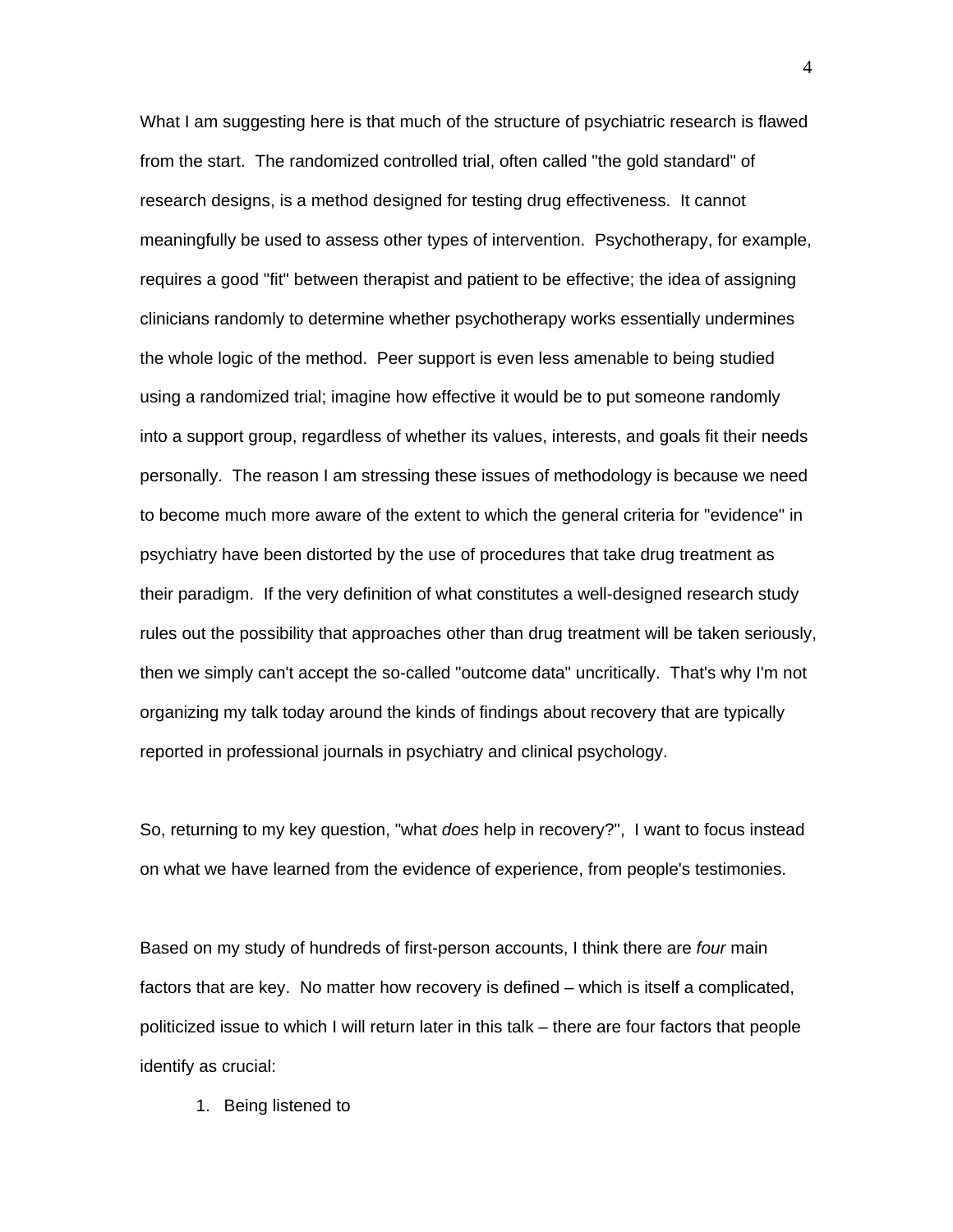What I am suggesting here is that much of the structure of psychiatric research is flawed from the start. The randomized controlled trial, often called "the gold standard" of research designs, is a method designed for testing drug effectiveness. It cannot meaningfully be used to assess other types of intervention. Psychotherapy, for example, requires a good "fit" between therapist and patient to be effective; the idea of assigning clinicians randomly to determine whether psychotherapy works essentially undermines the whole logic of the method. Peer support is even less amenable to being studied using a randomized trial; imagine how effective it would be to put someone randomly into a support group, regardless of whether its values, interests, and goals fit their needs personally. The reason I am stressing these issues of methodology is because we need to become much more aware of the extent to which the general criteria for "evidence" in psychiatry have been distorted by the use of procedures that take drug treatment as their paradigm. If the very definition of what constitutes a well-designed research study rules out the possibility that approaches other than drug treatment will be taken seriously, then we simply can't accept the so-called "outcome data" uncritically. That's why I'm not organizing my talk today around the kinds of findings about recovery that are typically reported in professional journals in psychiatry and clinical psychology.

So, returning to my key question, "what *does* help in recovery?", I want to focus instead on what we have learned from the evidence of experience, from people's testimonies.

Based on my study of hundreds of first-person accounts, I think there are *four* main factors that are key. No matter how recovery is defined – which is itself a complicated, politicized issue to which I will return later in this talk – there are four factors that people identify as crucial:

1. Being listened to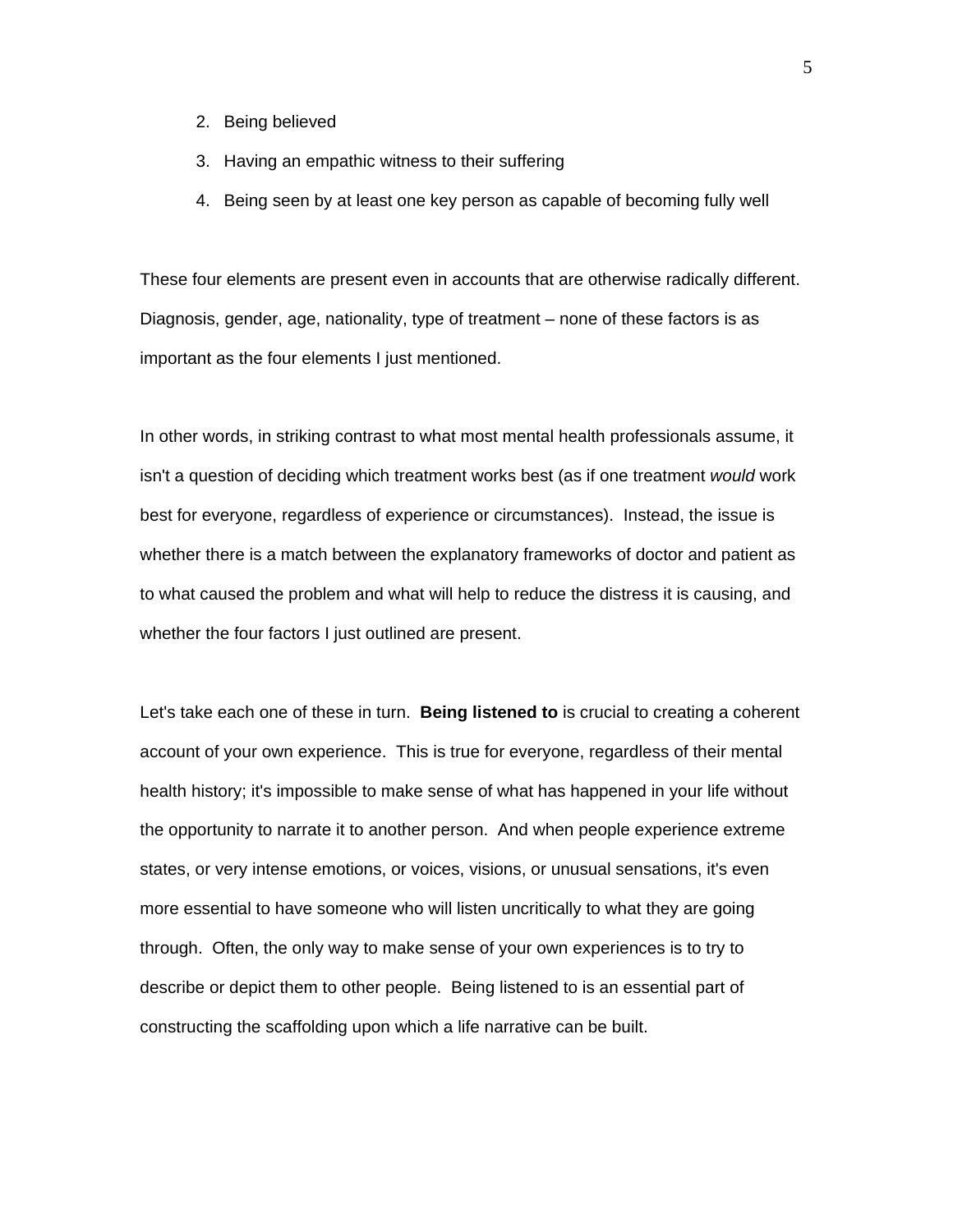2. Being believed
3. Having an empathic witness to their suffering
4. Being seen by at least one key person as capable of becoming fully well

These four elements are present even in accounts that are otherwise radically different. Diagnosis, gender, age, nationality, type of treatment – none of these factors is as important as the four elements I just mentioned.

In other words, in striking contrast to what most mental health professionals assume, it isn't a question of deciding which treatment works best (as if one treatment *would* work best for everyone, regardless of experience or circumstances). Instead, the issue is whether there is a match between the explanatory frameworks of doctor and patient as to what caused the problem and what will help to reduce the distress it is causing, and whether the four factors I just outlined are present.

Let's take each one of these in turn. **Being listened to** is crucial to creating a coherent account of your own experience. This is true for everyone, regardless of their mental health history; it's impossible to make sense of what has happened in your life without the opportunity to narrate it to another person. And when people experience extreme states, or very intense emotions, or voices, visions, or unusual sensations, it's even more essential to have someone who will listen uncritically to what they are going through. Often, the only way to make sense of your own experiences is to try to describe or depict them to other people. Being listened to is an essential part of constructing the scaffolding upon which a life narrative can be built.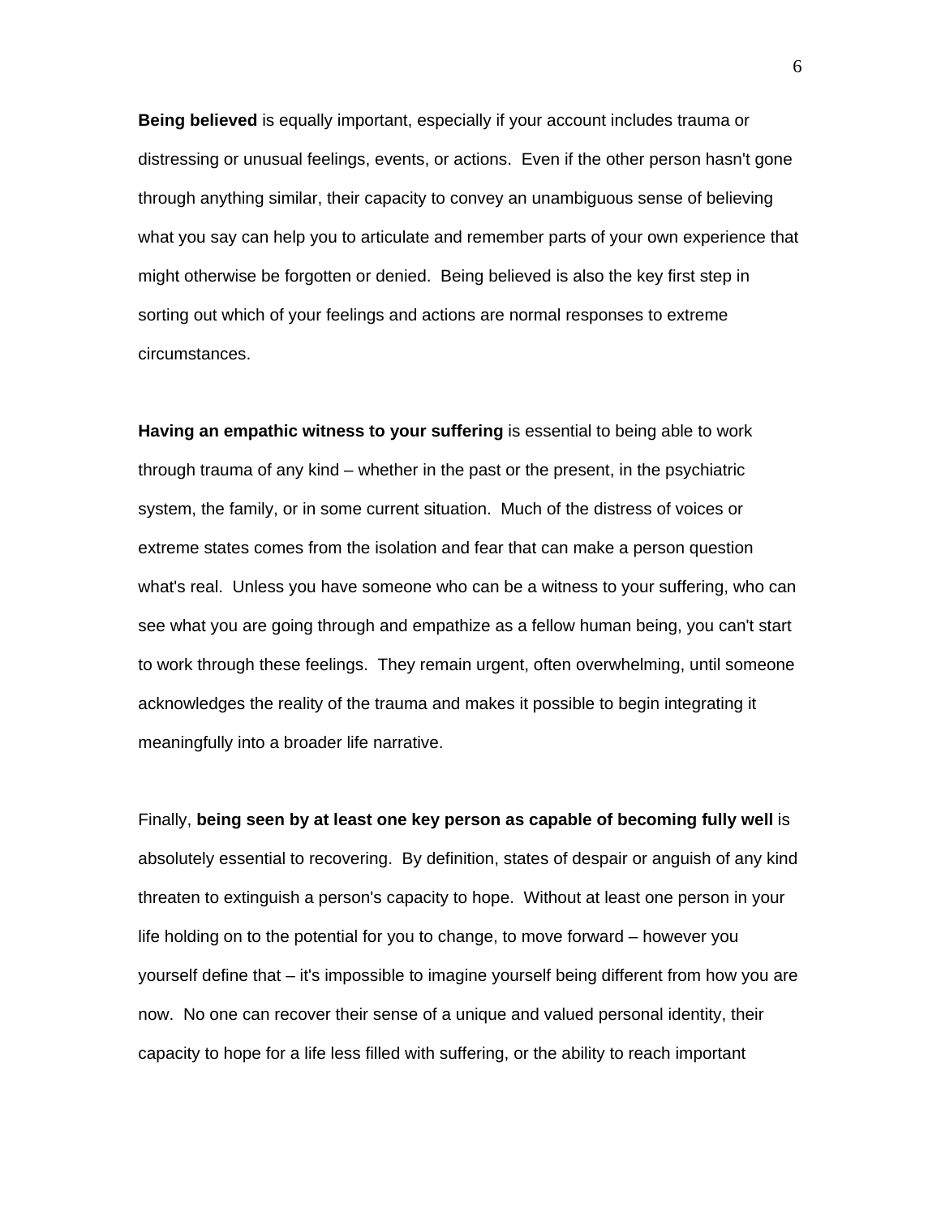**Being believed** is equally important, especially if your account includes trauma or distressing or unusual feelings, events, or actions. Even if the other person hasn't gone through anything similar, their capacity to convey an unambiguous sense of believing what you say can help you to articulate and remember parts of your own experience that might otherwise be forgotten or denied. Being believed is also the key first step in sorting out which of your feelings and actions are normal responses to extreme circumstances.

**Having an empathic witness to your suffering** is essential to being able to work through trauma of any kind – whether in the past or the present, in the psychiatric system, the family, or in some current situation. Much of the distress of voices or extreme states comes from the isolation and fear that can make a person question what's real. Unless you have someone who can be a witness to your suffering, who can see what you are going through and empathize as a fellow human being, you can't start to work through these feelings. They remain urgent, often overwhelming, until someone acknowledges the reality of the trauma and makes it possible to begin integrating it meaningfully into a broader life narrative.

Finally, **being seen by at least one key person as capable of becoming fully well** is absolutely essential to recovering. By definition, states of despair or anguish of any kind threaten to extinguish a person's capacity to hope. Without at least one person in your life holding on to the potential for you to change, to move forward – however you yourself define that – it's impossible to imagine yourself being different from how you are now. No one can recover their sense of a unique and valued personal identity, their capacity to hope for a life less filled with suffering, or the ability to reach important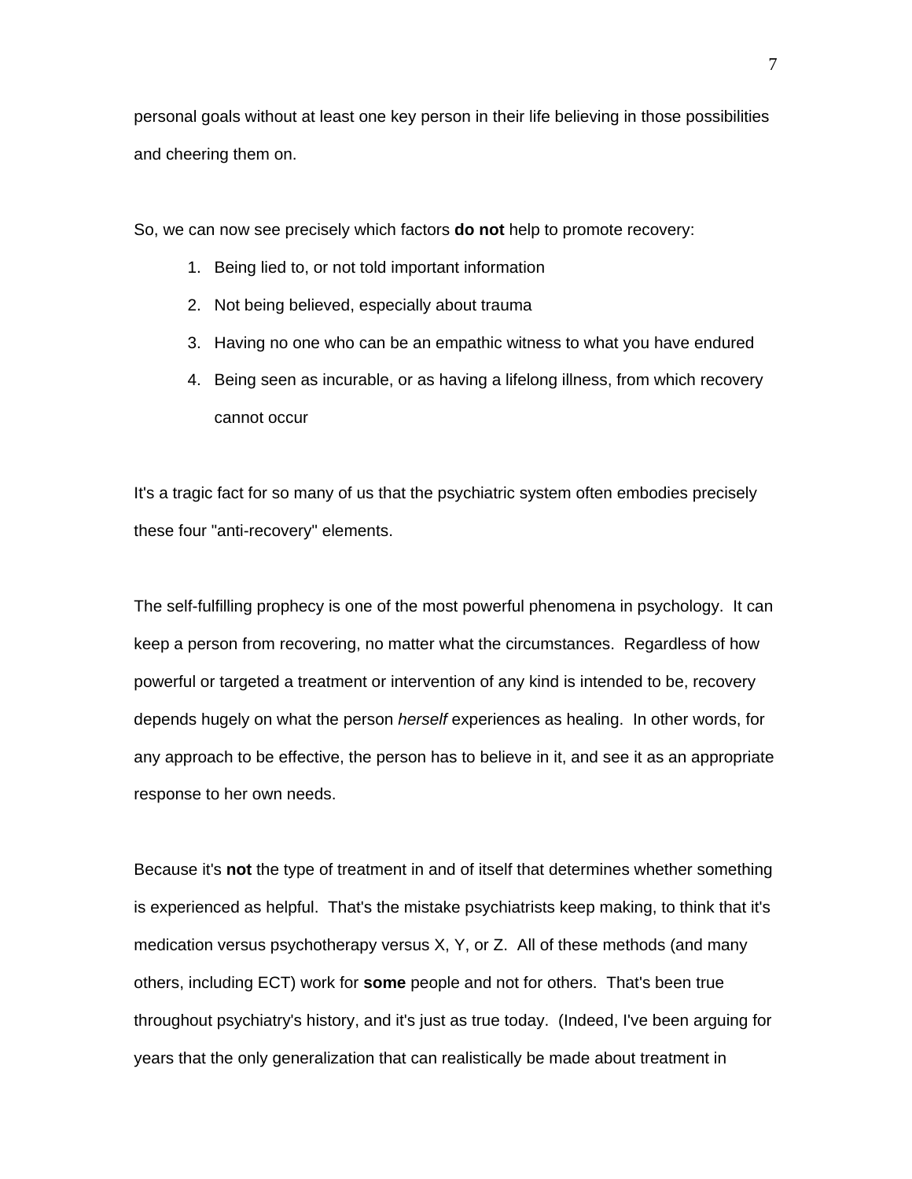personal goals without at least one key person in their life believing in those possibilities and cheering them on.

So, we can now see precisely which factors **do not** help to promote recovery:

1. Being lied to, or not told important information
2. Not being believed, especially about trauma
3. Having no one who can be an empathic witness to what you have endured
4. Being seen as incurable, or as having a lifelong illness, from which recovery cannot occur

It's a tragic fact for so many of us that the psychiatric system often embodies precisely these four "anti-recovery" elements.

The self-fulfilling prophecy is one of the most powerful phenomena in psychology. It can keep a person from recovering, no matter what the circumstances. Regardless of how powerful or targeted a treatment or intervention of any kind is intended to be, recovery depends hugely on what the person *herself* experiences as healing. In other words, for any approach to be effective, the person has to believe in it, and see it as an appropriate response to her own needs.

Because it's **not** the type of treatment in and of itself that determines whether something is experienced as helpful. That's the mistake psychiatrists keep making, to think that it's medication versus psychotherapy versus X, Y, or Z. All of these methods (and many others, including ECT) work for **some** people and not for others. That's been true throughout psychiatry's history, and it's just as true today. (Indeed, I've been arguing for years that the only generalization that can realistically be made about treatment in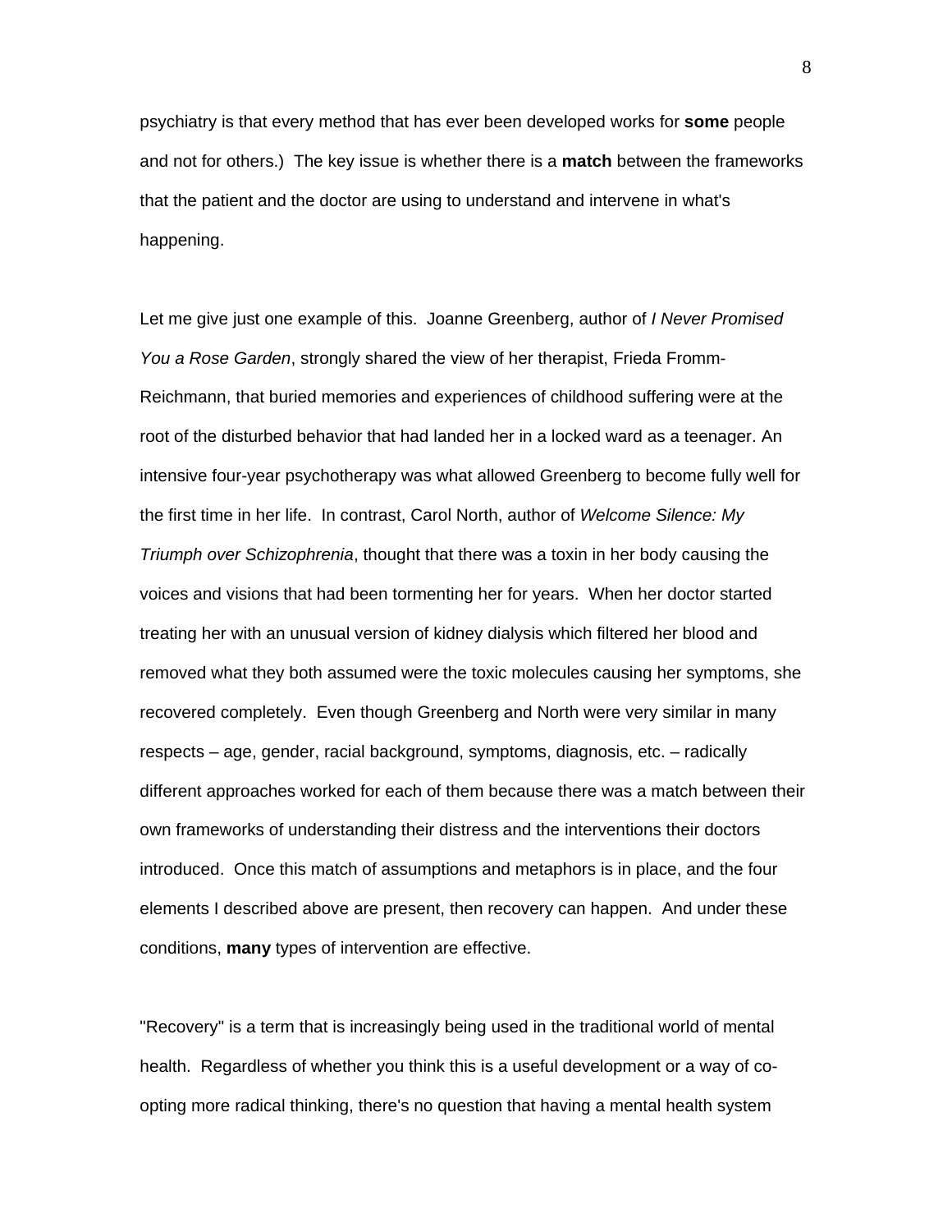psychiatry is that every method that has ever been developed works for **some** people and not for others.) The key issue is whether there is a **match** between the frameworks that the patient and the doctor are using to understand and intervene in what's happening.

Let me give just one example of this. Joanne Greenberg, author of *I Never Promised You a Rose Garden*, strongly shared the view of her therapist, Frieda Fromm-Reichmann, that buried memories and experiences of childhood suffering were at the root of the disturbed behavior that had landed her in a locked ward as a teenager. An intensive four-year psychotherapy was what allowed Greenberg to become fully well for the first time in her life. In contrast, Carol North, author of *Welcome Silence: My Triumph over Schizophrenia*, thought that there was a toxin in her body causing the voices and visions that had been tormenting her for years. When her doctor started treating her with an unusual version of kidney dialysis which filtered her blood and removed what they both assumed were the toxic molecules causing her symptoms, she recovered completely. Even though Greenberg and North were very similar in many respects – age, gender, racial background, symptoms, diagnosis, etc. – radically different approaches worked for each of them because there was a match between their own frameworks of understanding their distress and the interventions their doctors introduced. Once this match of assumptions and metaphors is in place, and the four elements I described above are present, then recovery can happen. And under these conditions, **many** types of intervention are effective.

"Recovery" is a term that is increasingly being used in the traditional world of mental health. Regardless of whether you think this is a useful development or a way of co-opting more radical thinking, there's no question that having a mental health system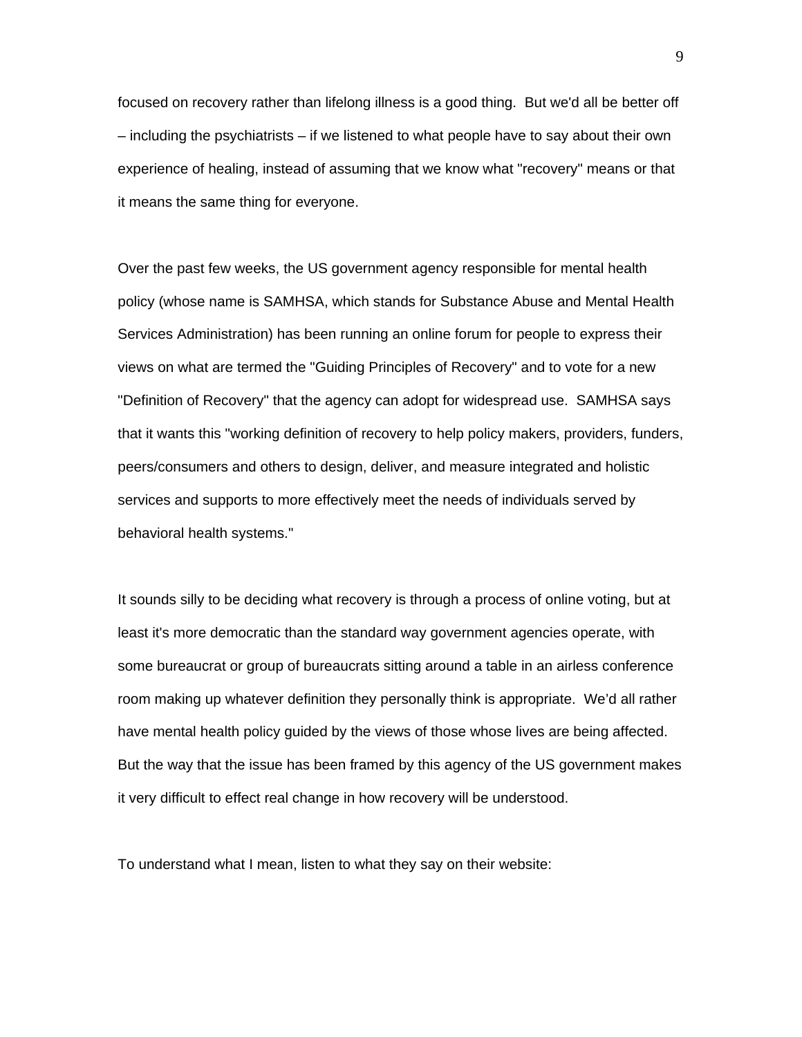focused on recovery rather than lifelong illness is a good thing. But we'd all be better off – including the psychiatrists – if we listened to what people have to say about their own experience of healing, instead of assuming that we know what "recovery" means or that it means the same thing for everyone.

Over the past few weeks, the US government agency responsible for mental health policy (whose name is SAMHSA, which stands for Substance Abuse and Mental Health Services Administration) has been running an online forum for people to express their views on what are termed the "Guiding Principles of Recovery" and to vote for a new "Definition of Recovery" that the agency can adopt for widespread use. SAMHSA says that it wants this "working definition of recovery to help policy makers, providers, funders, peers/consumers and others to design, deliver, and measure integrated and holistic services and supports to more effectively meet the needs of individuals served by behavioral health systems."

It sounds silly to be deciding what recovery is through a process of online voting, but at least it's more democratic than the standard way government agencies operate, with some bureaucrat or group of bureaucrats sitting around a table in an airless conference room making up whatever definition they personally think is appropriate. We'd all rather have mental health policy guided by the views of those whose lives are being affected. But the way that the issue has been framed by this agency of the US government makes it very difficult to effect real change in how recovery will be understood.

To understand what I mean, listen to what they say on their website: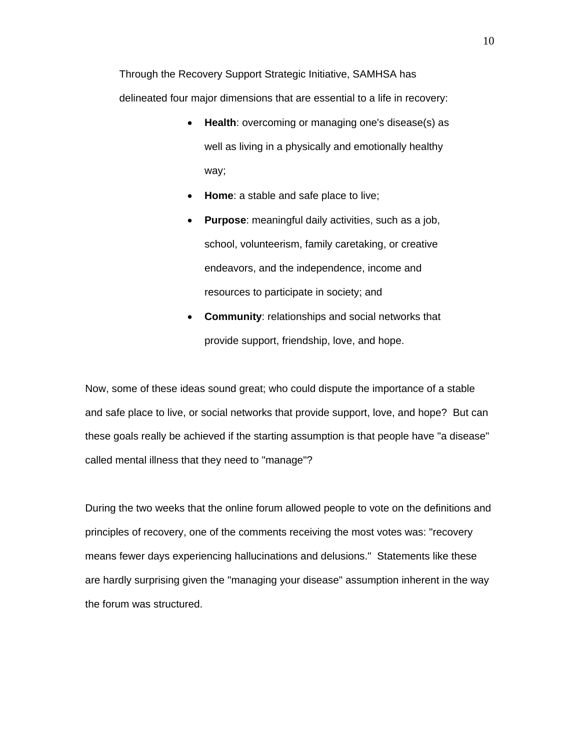Through the Recovery Support Strategic Initiative, SAMHSA has delineated four major dimensions that are essential to a life in recovery:

- **Health**: overcoming or managing one's disease(s) as well as living in a physically and emotionally healthy way;
- **Home**: a stable and safe place to live;
- **Purpose**: meaningful daily activities, such as a job, school, volunteerism, family caretaking, or creative endeavors, and the independence, income and resources to participate in society; and
- **Community**: relationships and social networks that provide support, friendship, love, and hope.

Now, some of these ideas sound great; who could dispute the importance of a stable and safe place to live, or social networks that provide support, love, and hope? But can these goals really be achieved if the starting assumption is that people have "a disease" called mental illness that they need to "manage"?

During the two weeks that the online forum allowed people to vote on the definitions and principles of recovery, one of the comments receiving the most votes was: "recovery means fewer days experiencing hallucinations and delusions." Statements like these are hardly surprising given the "managing your disease" assumption inherent in the way the forum was structured.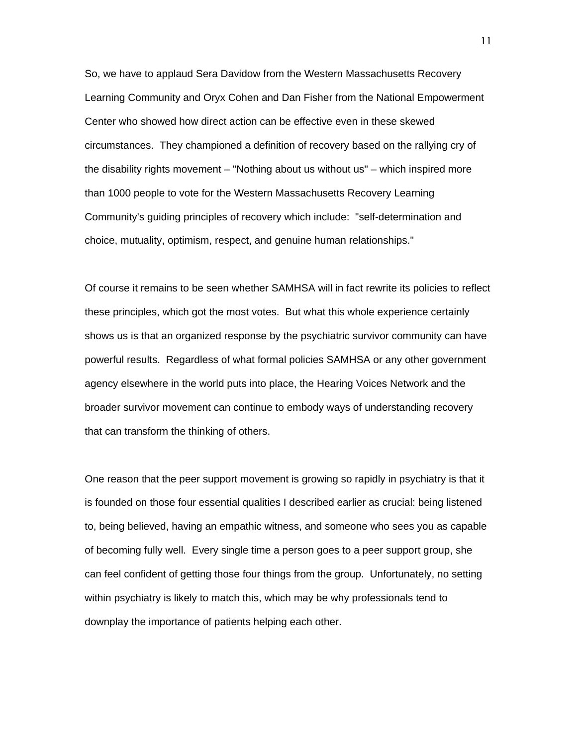So, we have to applaud Sera Davidow from the Western Massachusetts Recovery Learning Community and Oryx Cohen and Dan Fisher from the National Empowerment Center who showed how direct action can be effective even in these skewed circumstances. They championed a definition of recovery based on the rallying cry of the disability rights movement – "Nothing about us without us" – which inspired more than 1000 people to vote for the Western Massachusetts Recovery Learning Community's guiding principles of recovery which include: "self-determination and choice, mutuality, optimism, respect, and genuine human relationships."

Of course it remains to be seen whether SAMHSA will in fact rewrite its policies to reflect these principles, which got the most votes. But what this whole experience certainly shows us is that an organized response by the psychiatric survivor community can have powerful results. Regardless of what formal policies SAMHSA or any other government agency elsewhere in the world puts into place, the Hearing Voices Network and the broader survivor movement can continue to embody ways of understanding recovery that can transform the thinking of others.

One reason that the peer support movement is growing so rapidly in psychiatry is that it is founded on those four essential qualities I described earlier as crucial: being listened to, being believed, having an empathic witness, and someone who sees you as capable of becoming fully well. Every single time a person goes to a peer support group, she can feel confident of getting those four things from the group. Unfortunately, no setting within psychiatry is likely to match this, which may be why professionals tend to downplay the importance of patients helping each other.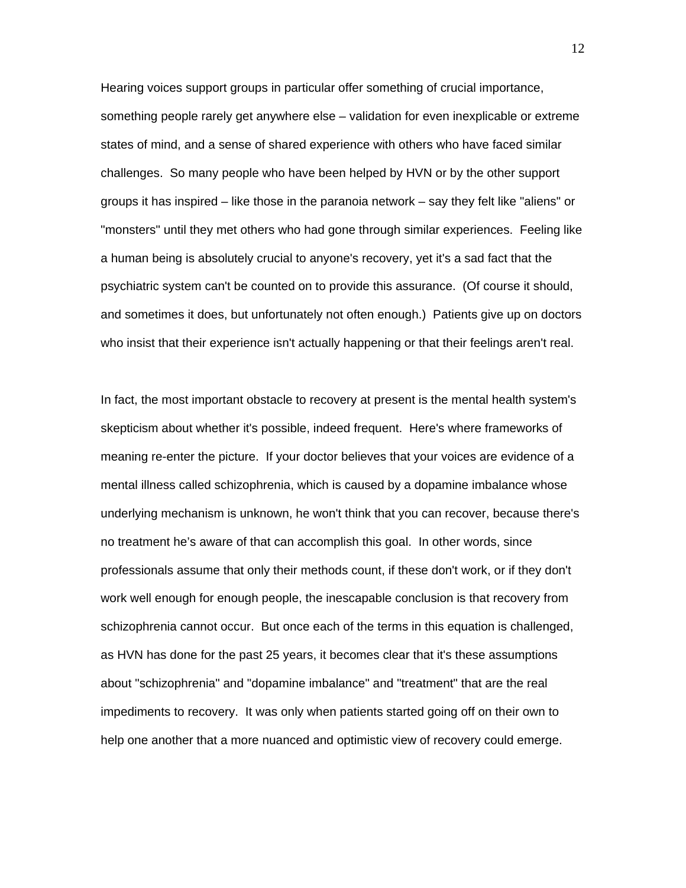Hearing voices support groups in particular offer something of crucial importance, something people rarely get anywhere else – validation for even inexplicable or extreme states of mind, and a sense of shared experience with others who have faced similar challenges. So many people who have been helped by HVN or by the other support groups it has inspired – like those in the paranoia network – say they felt like "aliens" or "monsters" until they met others who had gone through similar experiences. Feeling like a human being is absolutely crucial to anyone's recovery, yet it's a sad fact that the psychiatric system can't be counted on to provide this assurance. (Of course it should, and sometimes it does, but unfortunately not often enough.) Patients give up on doctors who insist that their experience isn't actually happening or that their feelings aren't real.

In fact, the most important obstacle to recovery at present is the mental health system's skepticism about whether it's possible, indeed frequent. Here's where frameworks of meaning re-enter the picture. If your doctor believes that your voices are evidence of a mental illness called schizophrenia, which is caused by a dopamine imbalance whose underlying mechanism is unknown, he won't think that you can recover, because there's no treatment he's aware of that can accomplish this goal. In other words, since professionals assume that only their methods count, if these don't work, or if they don't work well enough for enough people, the inescapable conclusion is that recovery from schizophrenia cannot occur. But once each of the terms in this equation is challenged, as HVN has done for the past 25 years, it becomes clear that it's these assumptions about "schizophrenia" and "dopamine imbalance" and "treatment" that are the real impediments to recovery. It was only when patients started going off on their own to help one another that a more nuanced and optimistic view of recovery could emerge.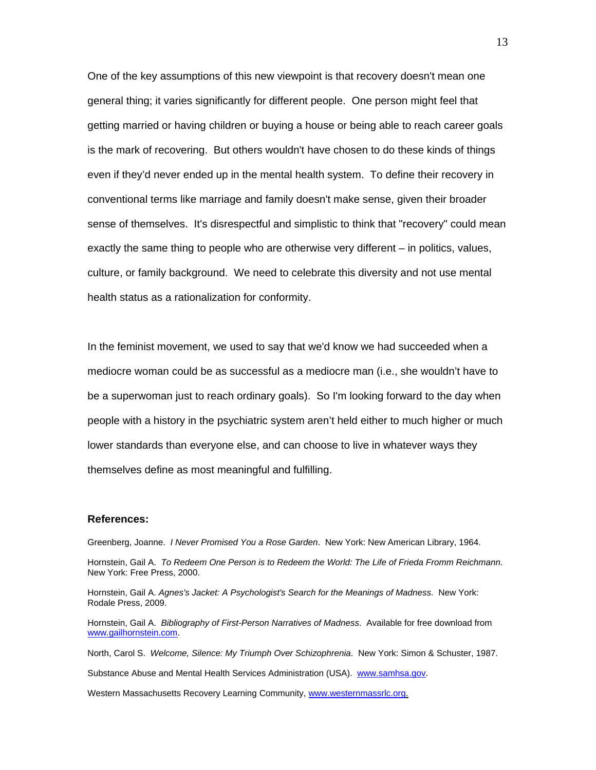One of the key assumptions of this new viewpoint is that recovery doesn't mean one general thing; it varies significantly for different people. One person might feel that getting married or having children or buying a house or being able to reach career goals is the mark of recovering. But others wouldn't have chosen to do these kinds of things even if they'd never ended up in the mental health system. To define their recovery in conventional terms like marriage and family doesn't make sense, given their broader sense of themselves. It's disrespectful and simplistic to think that "recovery" could mean exactly the same thing to people who are otherwise very different – in politics, values, culture, or family background. We need to celebrate this diversity and not use mental health status as a rationalization for conformity.

In the feminist movement, we used to say that we'd know we had succeeded when a mediocre woman could be as successful as a mediocre man (i.e., she wouldn't have to be a superwoman just to reach ordinary goals). So I'm looking forward to the day when people with a history in the psychiatric system aren't held either to much higher or much lower standards than everyone else, and can choose to live in whatever ways they themselves define as most meaningful and fulfilling.

**References:**

Greenberg, Joanne. *I Never Promised You a Rose Garden*. New York: New American Library, 1964.

Hornstein, Gail A. *To Redeem One Person is to Redeem the World: The Life of Frieda Fromm Reichmann*. New York: Free Press, 2000.

Hornstein, Gail A. *Agnes's Jacket: A Psychologist's Search for the Meanings of Madness*. New York: Rodale Press, 2009.

Hornstein, Gail A. *Bibliography of First-Person Narratives of Madness*. Available for free download from www.gailhornstein.com.

North, Carol S. *Welcome, Silence: My Triumph Over Schizophrenia*. New York: Simon & Schuster, 1987.

Substance Abuse and Mental Health Services Administration (USA). www.samhsa.gov.

Western Massachusetts Recovery Learning Community, www.westernmassrlc.org.